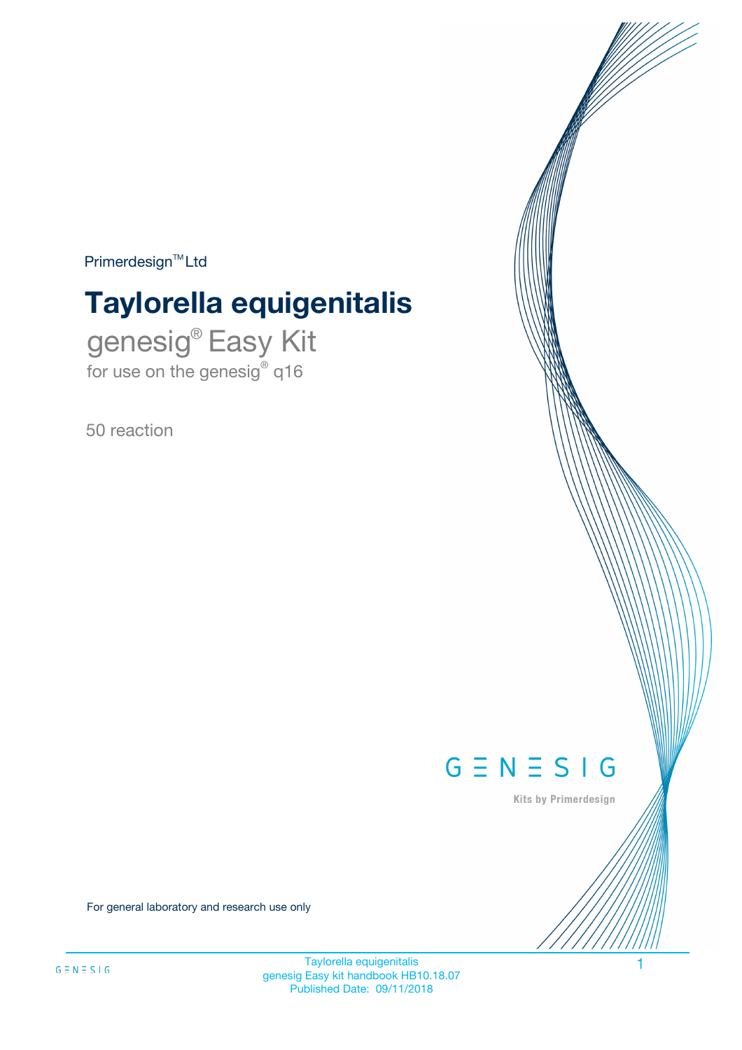Primerdesign™ Ltd

# Taylorella equigenitalis

## genesig® Easy Kit

for use on the genesig® q16

50 reaction

GENESIG

Kits by Primerdesign

For general laboratory and research use only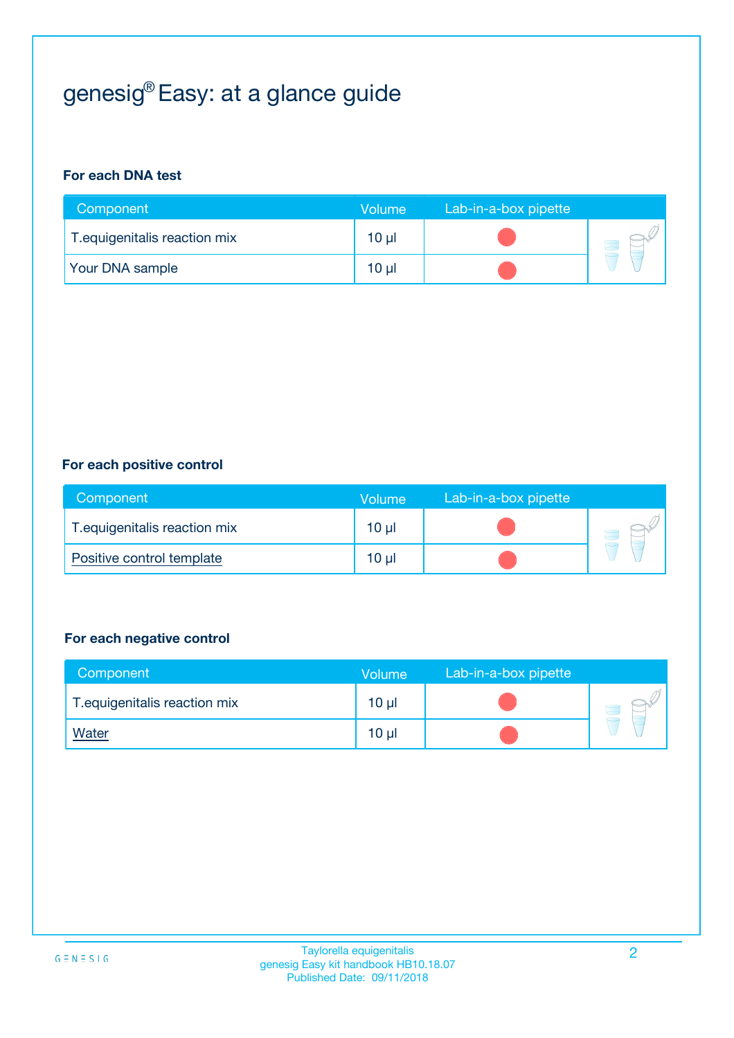# genesig® Easy: at a glance guide

### For each DNA test

| Component | Volume | Lab-in-a-box pipette |
|---|---|---|
| T.equigenitalis reaction mix | 10 µl | |
| Your DNA sample | 10 µl | |

### For each positive control

| Component | Volume | Lab-in-a-box pipette |
|---|---|---|
| T.equigenitalis reaction mix | 10 µl | |
| Positive control template | 10 µl | |

### For each negative control

| Component | Volume | Lab-in-a-box pipette |
|---|---|---|
| T.equigenitalis reaction mix | 10 µl | |
| Water | 10 µl | |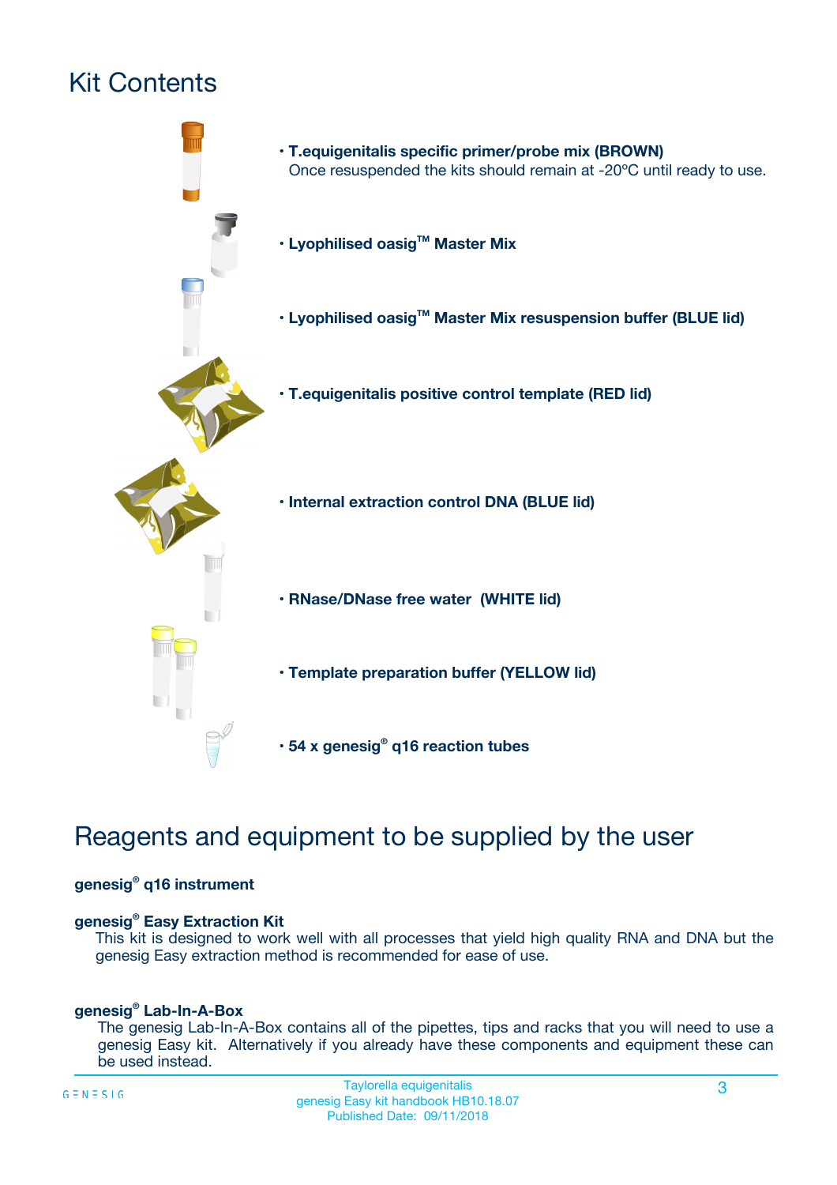# Kit Contents

- **T.equigenitalis specific primer/probe mix (BROWN)**
  Once resuspended the kits should remain at -20ºC until ready to use.
- **Lyophilised oasig™ Master Mix**
- **Lyophilised oasig™ Master Mix resuspension buffer (BLUE lid)**
- **T.equigenitalis positive control template (RED lid)**
- **Internal extraction control DNA (BLUE lid)**
- **RNase/DNase free water (WHITE lid)**
- **Template preparation buffer (YELLOW lid)**
- **54 x genesig® q16 reaction tubes**

# Reagents and equipment to be supplied by the user

**genesig® q16 instrument**

**genesig® Easy Extraction Kit**

This kit is designed to work well with all processes that yield high quality RNA and DNA but the genesig Easy extraction method is recommended for ease of use.

**genesig® Lab-In-A-Box**

The genesig Lab-In-A-Box contains all of the pipettes, tips and racks that you will need to use a genesig Easy kit. Alternatively if you already have these components and equipment these can be used instead.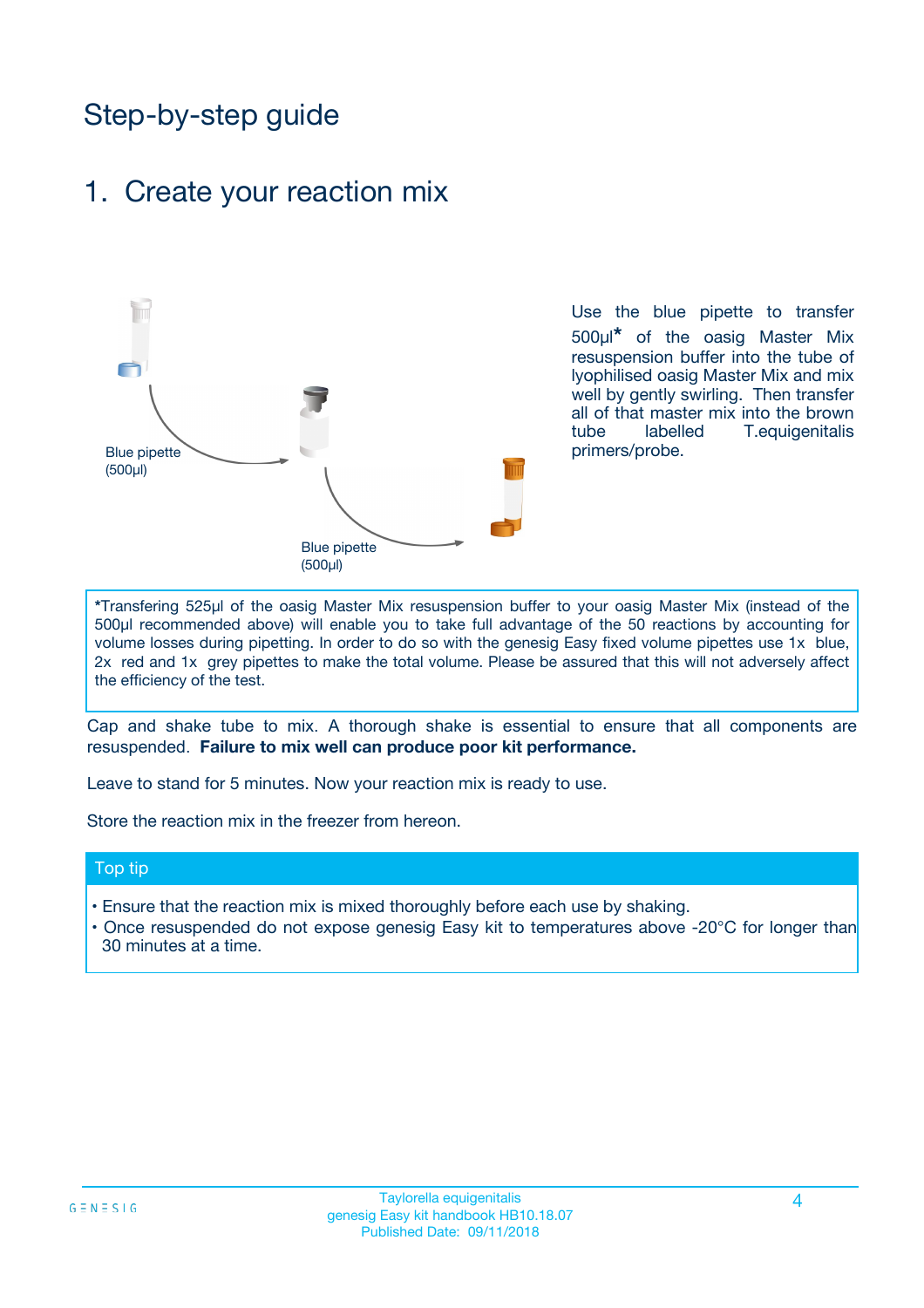# Step-by-step guide

## 1. Create your reaction mix

Blue pipette (500µl)

Blue pipette (500µl)

Use the blue pipette to transfer 500µl* of the oasig Master Mix resuspension buffer into the tube of lyophilised oasig Master Mix and mix well by gently swirling. Then transfer all of that master mix into the brown tube labelled T.equigenitalis primers/probe.

*Transfering 525µl of the oasig Master Mix resuspension buffer to your oasig Master Mix (instead of the 500µl recommended above) will enable you to take full advantage of the 50 reactions by accounting for volume losses during pipetting. In order to do so with the genesig Easy fixed volume pipettes use 1x blue, 2x red and 1x grey pipettes to make the total volume. Please be assured that this will not adversely affect the efficiency of the test.

Cap and shake tube to mix. A thorough shake is essential to ensure that all components are resuspended. **Failure to mix well can produce poor kit performance.**

Leave to stand for 5 minutes. Now your reaction mix is ready to use.

Store the reaction mix in the freezer from hereon.

### Top tip

- Ensure that the reaction mix is mixed thoroughly before each use by shaking.
- Once resuspended do not expose genesig Easy kit to temperatures above -20°C for longer than 30 minutes at a time.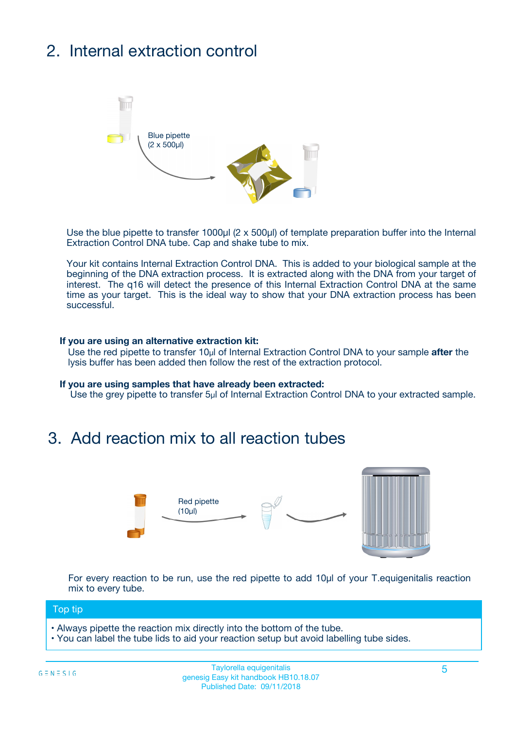## 2. Internal extraction control

Blue pipette
(2 x 500µl)

Use the blue pipette to transfer 1000µl (2 x 500µl) of template preparation buffer into the Internal Extraction Control DNA tube. Cap and shake tube to mix.

Your kit contains Internal Extraction Control DNA. This is added to your biological sample at the beginning of the DNA extraction process. It is extracted along with the DNA from your target of interest. The q16 will detect the presence of this Internal Extraction Control DNA at the same time as your target. This is the ideal way to show that your DNA extraction process has been successful.

**If you are using an alternative extraction kit:**
Use the red pipette to transfer 10µl of Internal Extraction Control DNA to your sample **after** the lysis buffer has been added then follow the rest of the extraction protocol.

**If you are using samples that have already been extracted:**
Use the grey pipette to transfer 5µl of Internal Extraction Control DNA to your extracted sample.

## 3. Add reaction mix to all reaction tubes

Red pipette
(10µl)

For every reaction to be run, use the red pipette to add 10µl of your T.equigenitalis reaction mix to every tube.

### Top tip

- Always pipette the reaction mix directly into the bottom of the tube.
- You can label the tube lids to aid your reaction setup but avoid labelling tube sides.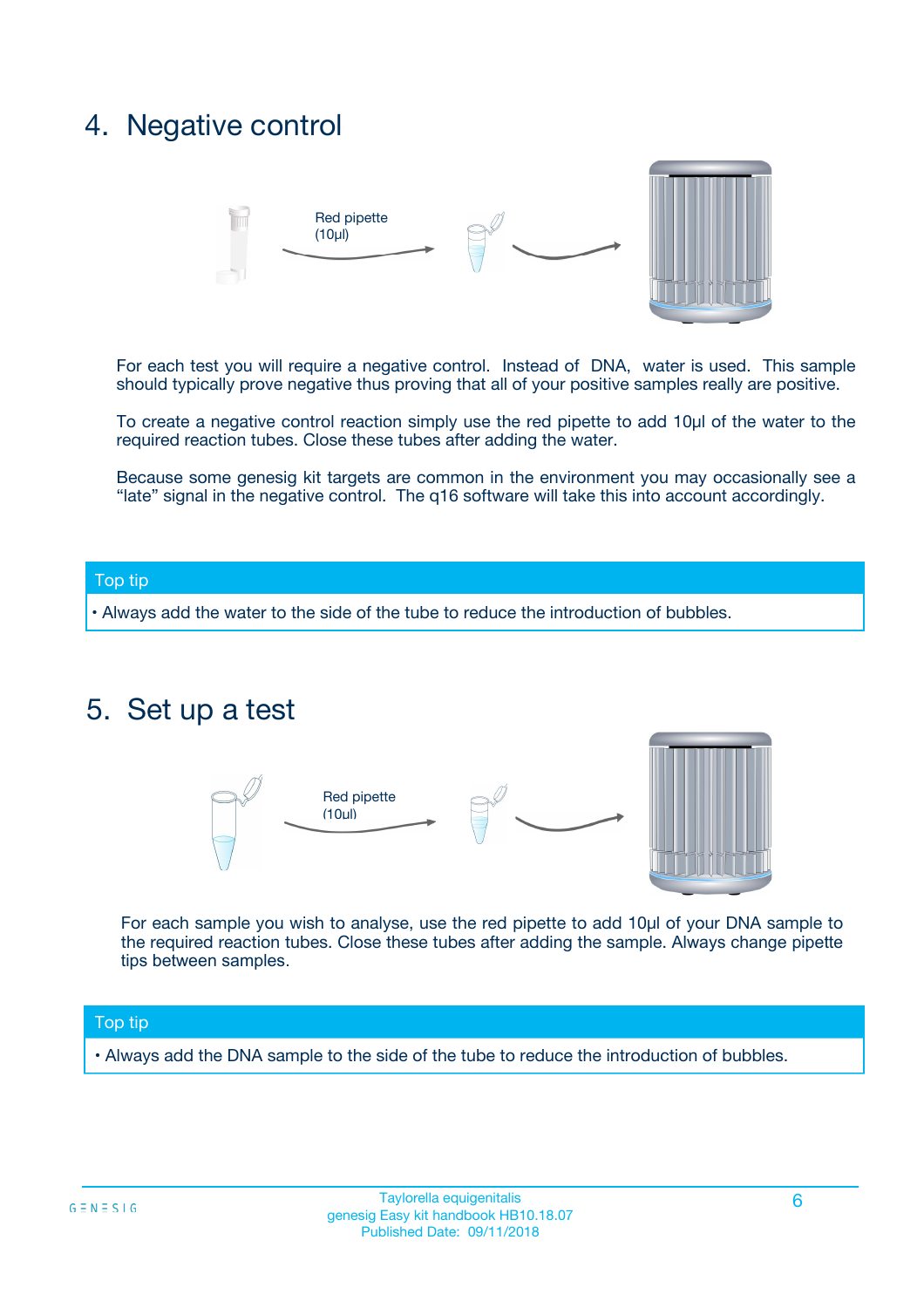## 4. Negative control

Red pipette (10µl)

For each test you will require a negative control. Instead of DNA, water is used. This sample should typically prove negative thus proving that all of your positive samples really are positive.

To create a negative control reaction simply use the red pipette to add 10µl of the water to the required reaction tubes. Close these tubes after adding the water.

Because some genesig kit targets are common in the environment you may occasionally see a "late" signal in the negative control. The q16 software will take this into account accordingly.

**Top tip**

- Always add the water to the side of the tube to reduce the introduction of bubbles.

## 5. Set up a test

Red pipette (10µl)

For each sample you wish to analyse, use the red pipette to add 10µl of your DNA sample to the required reaction tubes. Close these tubes after adding the sample. Always change pipette tips between samples.

**Top tip**

- Always add the DNA sample to the side of the tube to reduce the introduction of bubbles.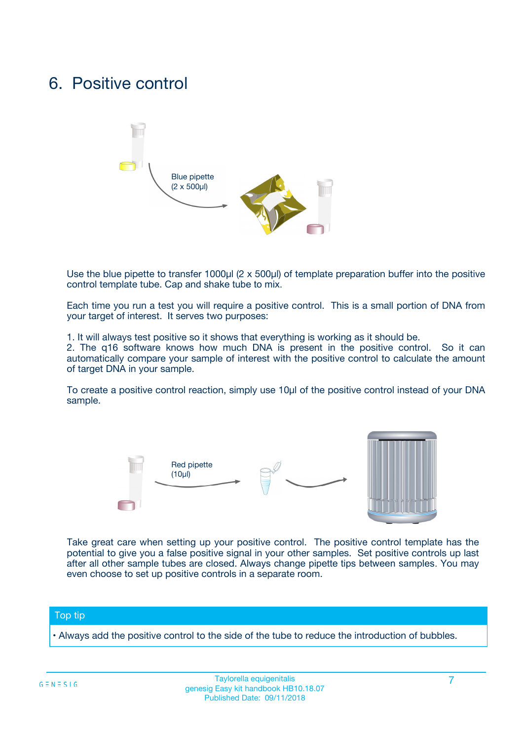# 6. Positive control

Blue pipette
(2 x 500µl)

Use the blue pipette to transfer 1000µl (2 x 500µl) of template preparation buffer into the positive control template tube. Cap and shake tube to mix.

Each time you run a test you will require a positive control. This is a small portion of DNA from your target of interest. It serves two purposes:

1. It will always test positive so it shows that everything is working as it should be.
2. The q16 software knows how much DNA is present in the positive control. So it can automatically compare your sample of interest with the positive control to calculate the amount of target DNA in your sample.

To create a positive control reaction, simply use 10µl of the positive control instead of your DNA sample.

Red pipette
(10µl)

Take great care when setting up your positive control. The positive control template has the potential to give you a false positive signal in your other samples. Set positive controls up last after all other sample tubes are closed. Always change pipette tips between samples. You may even choose to set up positive controls in a separate room.

**Top tip**

- Always add the positive control to the side of the tube to reduce the introduction of bubbles.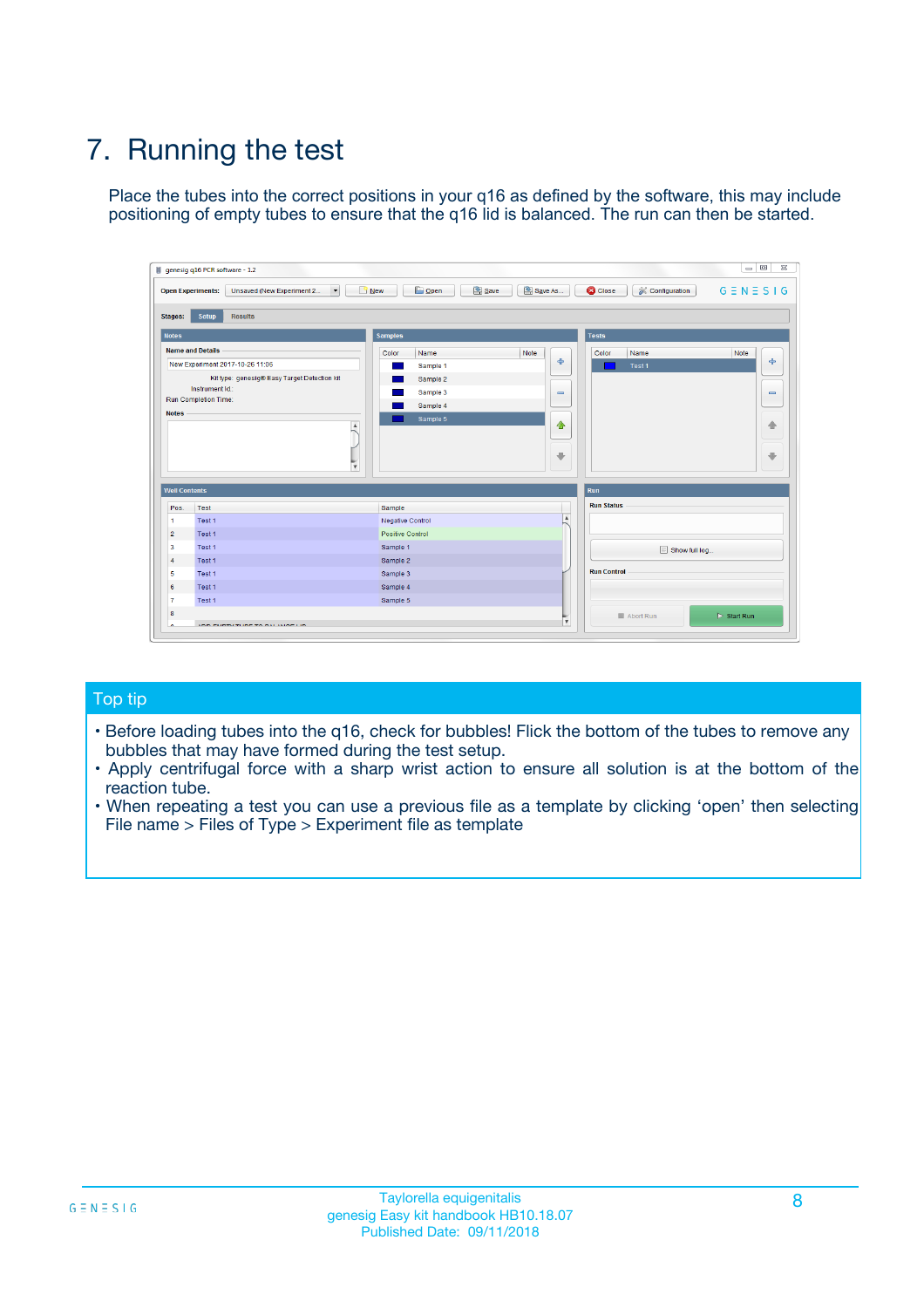# 7. Running the test

Place the tubes into the correct positions in your q16 as defined by the software, this may include positioning of empty tubes to ensure that the q16 lid is balanced. The run can then be started.

## Top tip

- Before loading tubes into the q16, check for bubbles! Flick the bottom of the tubes to remove any bubbles that may have formed during the test setup.
- Apply centrifugal force with a sharp wrist action to ensure all solution is at the bottom of the reaction tube.
- When repeating a test you can use a previous file as a template by clicking 'open' then selecting File name > Files of Type > Experiment file as template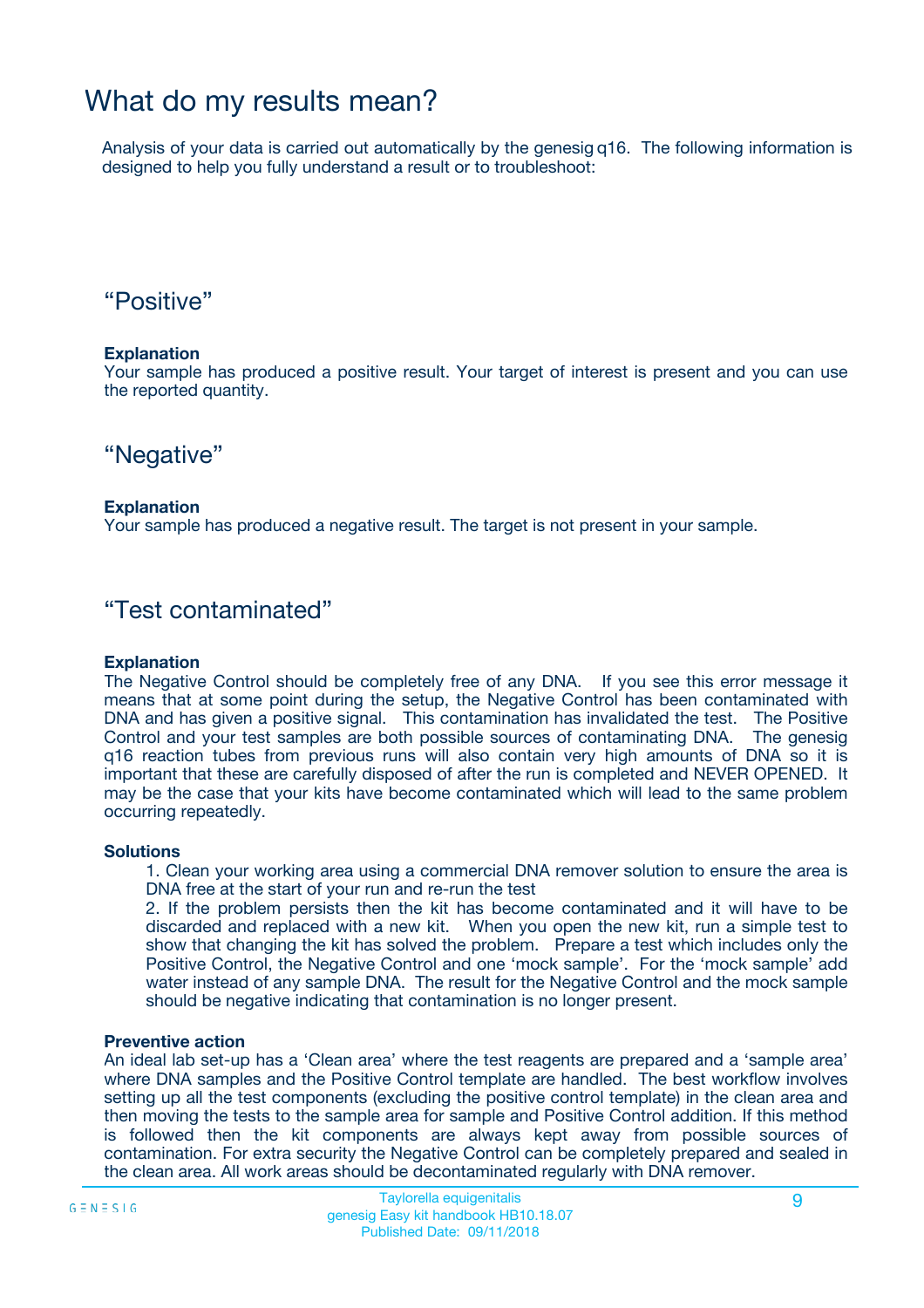# What do my results mean?

Analysis of your data is carried out automatically by the genesig q16. The following information is designed to help you fully understand a result or to troubleshoot:

## “Positive”

**Explanation**

Your sample has produced a positive result. Your target of interest is present and you can use the reported quantity.

## “Negative”

**Explanation**

Your sample has produced a negative result. The target is not present in your sample.

## “Test contaminated”

**Explanation**

The Negative Control should be completely free of any DNA. If you see this error message it means that at some point during the setup, the Negative Control has been contaminated with DNA and has given a positive signal. This contamination has invalidated the test. The Positive Control and your test samples are both possible sources of contaminating DNA. The genesig q16 reaction tubes from previous runs will also contain very high amounts of DNA so it is important that these are carefully disposed of after the run is completed and NEVER OPENED. It may be the case that your kits have become contaminated which will lead to the same problem occurring repeatedly.

**Solutions**

1. Clean your working area using a commercial DNA remover solution to ensure the area is DNA free at the start of your run and re-run the test
2. If the problem persists then the kit has become contaminated and it will have to be discarded and replaced with a new kit. When you open the new kit, run a simple test to show that changing the kit has solved the problem. Prepare a test which includes only the Positive Control, the Negative Control and one ‘mock sample’. For the ‘mock sample’ add water instead of any sample DNA. The result for the Negative Control and the mock sample should be negative indicating that contamination is no longer present.

**Preventive action**

An ideal lab set-up has a ‘Clean area’ where the test reagents are prepared and a ‘sample area’ where DNA samples and the Positive Control template are handled. The best workflow involves setting up all the test components (excluding the positive control template) in the clean area and then moving the tests to the sample area for sample and Positive Control addition. If this method is followed then the kit components are always kept away from possible sources of contamination. For extra security the Negative Control can be completely prepared and sealed in the clean area. All work areas should be decontaminated regularly with DNA remover.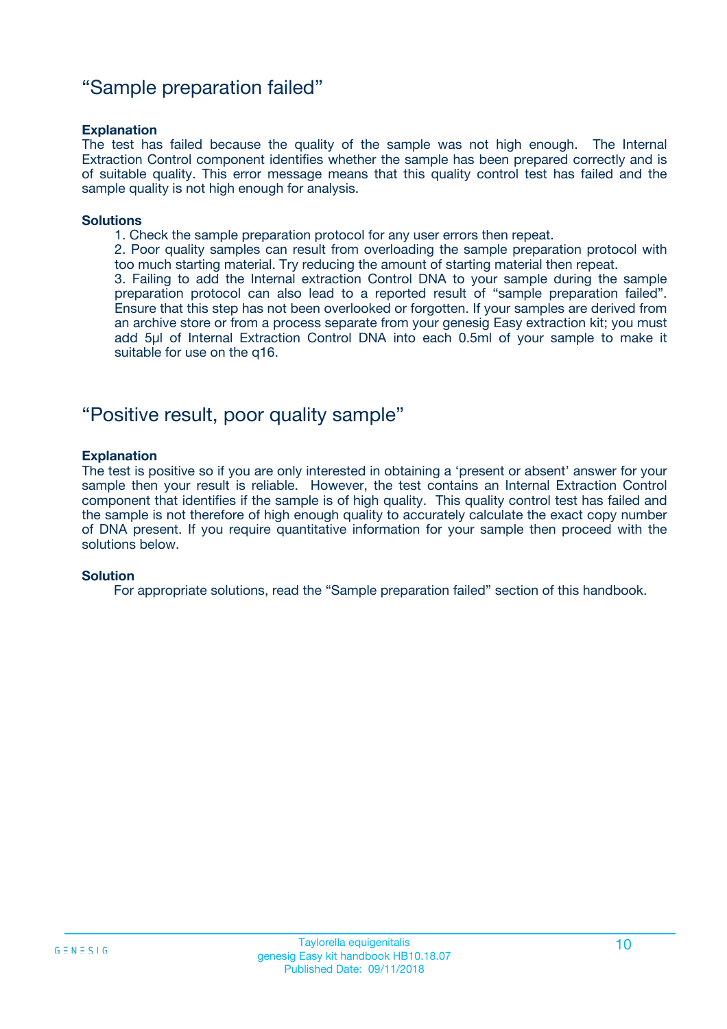## "Sample preparation failed"

**Explanation**

The test has failed because the quality of the sample was not high enough. The Internal Extraction Control component identifies whether the sample has been prepared correctly and is of suitable quality. This error message means that this quality control test has failed and the sample quality is not high enough for analysis.

**Solutions**

1. Check the sample preparation protocol for any user errors then repeat.
2. Poor quality samples can result from overloading the sample preparation protocol with too much starting material. Try reducing the amount of starting material then repeat.
3. Failing to add the Internal extraction Control DNA to your sample during the sample preparation protocol can also lead to a reported result of "sample preparation failed". Ensure that this step has not been overlooked or forgotten. If your samples are derived from an archive store or from a process separate from your genesig Easy extraction kit; you must add 5µl of Internal Extraction Control DNA into each 0.5ml of your sample to make it suitable for use on the q16.

## "Positive result, poor quality sample"

**Explanation**

The test is positive so if you are only interested in obtaining a 'present or absent' answer for your sample then your result is reliable. However, the test contains an Internal Extraction Control component that identifies if the sample is of high quality. This quality control test has failed and the sample is not therefore of high enough quality to accurately calculate the exact copy number of DNA present. If you require quantitative information for your sample then proceed with the solutions below.

**Solution**

For appropriate solutions, read the "Sample preparation failed" section of this handbook.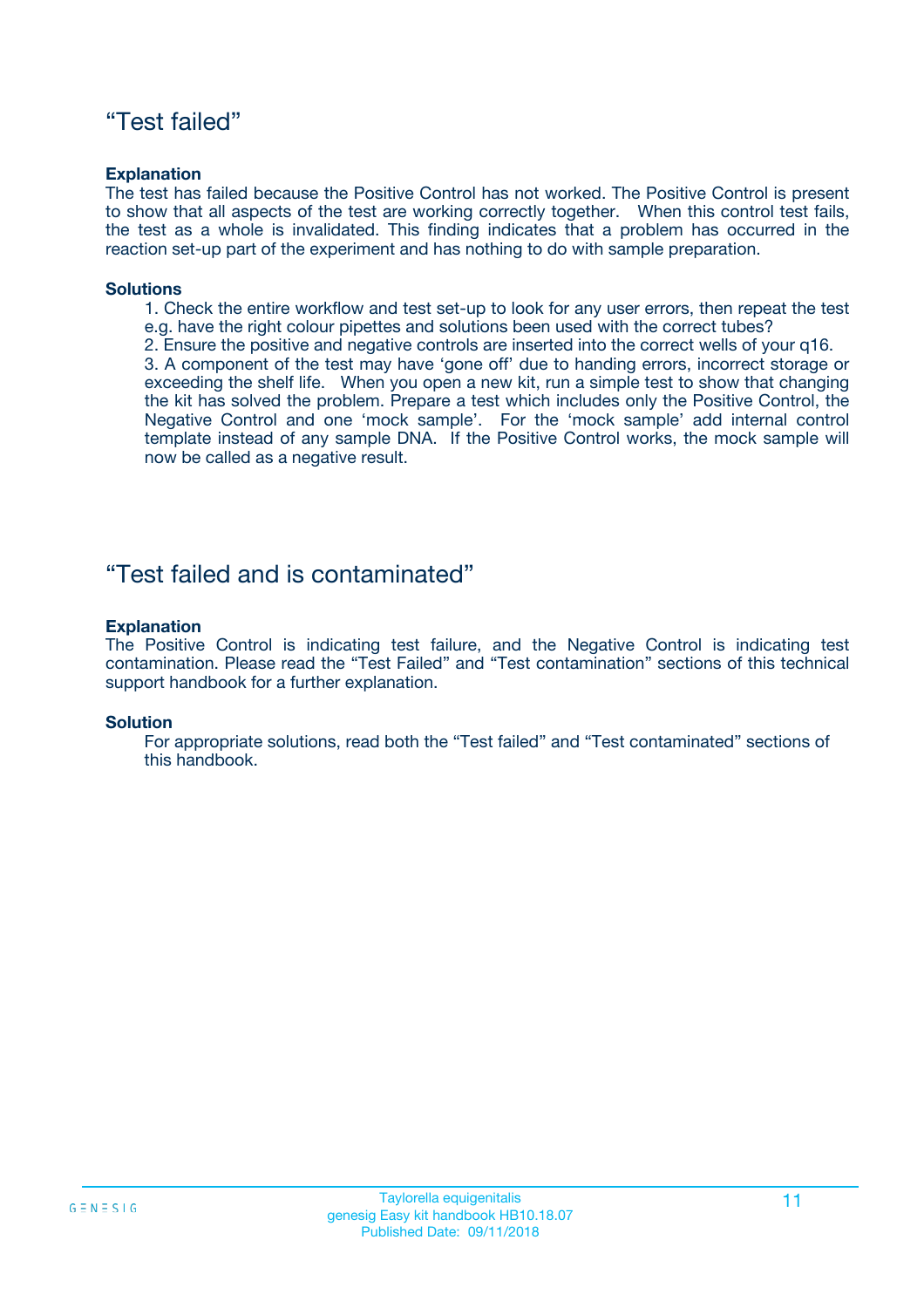## “Test failed”

**Explanation**

The test has failed because the Positive Control has not worked. The Positive Control is present to show that all aspects of the test are working correctly together. When this control test fails, the test as a whole is invalidated. This finding indicates that a problem has occurred in the reaction set-up part of the experiment and has nothing to do with sample preparation.

**Solutions**

1. Check the entire workflow and test set-up to look for any user errors, then repeat the test e.g. have the right colour pipettes and solutions been used with the correct tubes?
2. Ensure the positive and negative controls are inserted into the correct wells of your q16.
3. A component of the test may have ‘gone off’ due to handing errors, incorrect storage or exceeding the shelf life. When you open a new kit, run a simple test to show that changing the kit has solved the problem. Prepare a test which includes only the Positive Control, the Negative Control and one ‘mock sample’. For the ‘mock sample’ add internal control template instead of any sample DNA. If the Positive Control works, the mock sample will now be called as a negative result.

## “Test failed and is contaminated”

**Explanation**

The Positive Control is indicating test failure, and the Negative Control is indicating test contamination. Please read the “Test Failed” and “Test contamination” sections of this technical support handbook for a further explanation.

**Solution**

For appropriate solutions, read both the “Test failed” and “Test contaminated” sections of this handbook.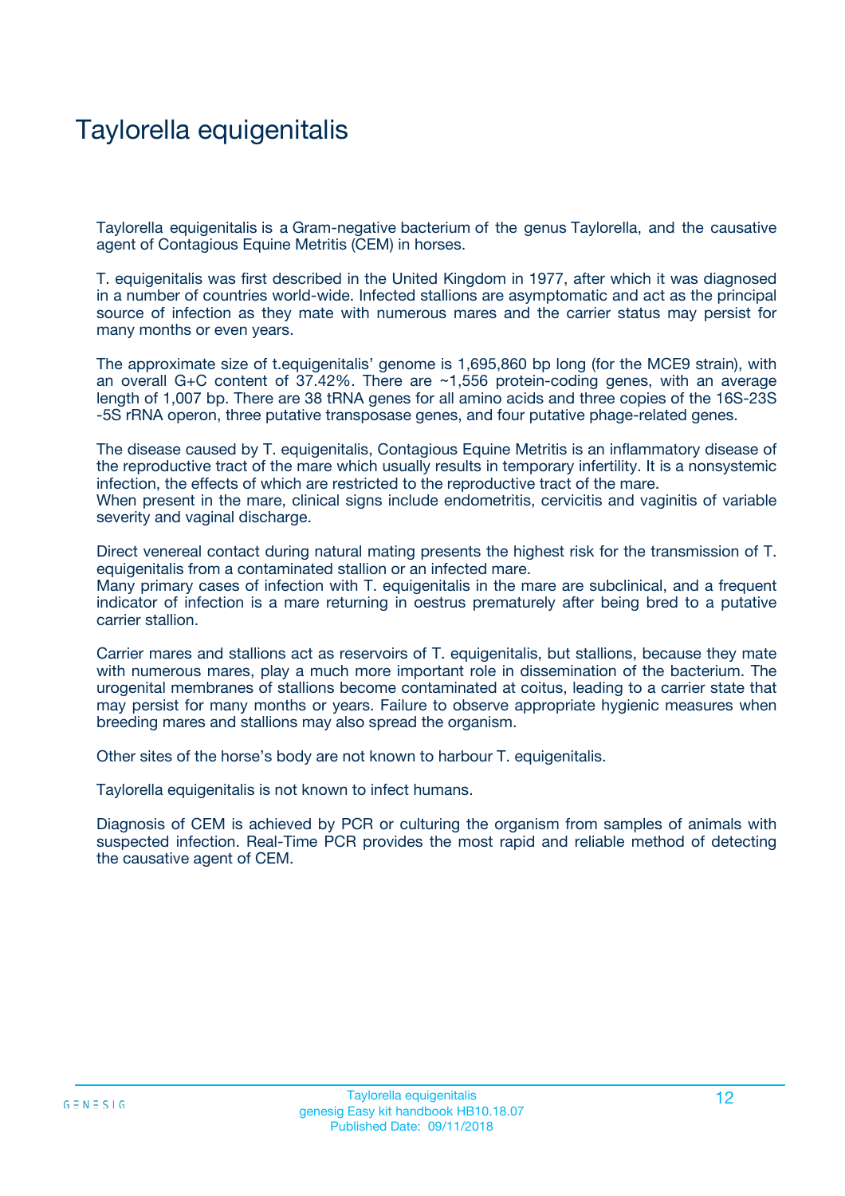# Taylorella equigenitalis

Taylorella equigenitalis is a Gram-negative bacterium of the genus Taylorella, and the causative agent of Contagious Equine Metritis (CEM) in horses.

T. equigenitalis was first described in the United Kingdom in 1977, after which it was diagnosed in a number of countries world-wide. Infected stallions are asymptomatic and act as the principal source of infection as they mate with numerous mares and the carrier status may persist for many months or even years.

The approximate size of t.equigenitalis' genome is 1,695,860 bp long (for the MCE9 strain), with an overall G+C content of 37.42%. There are ~1,556 protein-coding genes, with an average length of 1,007 bp. There are 38 tRNA genes for all amino acids and three copies of the 16S-23S -5S rRNA operon, three putative transposase genes, and four putative phage-related genes.

The disease caused by T. equigenitalis, Contagious Equine Metritis is an inflammatory disease of the reproductive tract of the mare which usually results in temporary infertility. It is a nonsystemic infection, the effects of which are restricted to the reproductive tract of the mare.
When present in the mare, clinical signs include endometritis, cervicitis and vaginitis of variable severity and vaginal discharge.

Direct venereal contact during natural mating presents the highest risk for the transmission of T. equigenitalis from a contaminated stallion or an infected mare.
Many primary cases of infection with T. equigenitalis in the mare are subclinical, and a frequent indicator of infection is a mare returning in oestrus prematurely after being bred to a putative carrier stallion.

Carrier mares and stallions act as reservoirs of T. equigenitalis, but stallions, because they mate with numerous mares, play a much more important role in dissemination of the bacterium. The urogenital membranes of stallions become contaminated at coitus, leading to a carrier state that may persist for many months or years. Failure to observe appropriate hygienic measures when breeding mares and stallions may also spread the organism.

Other sites of the horse's body are not known to harbour T. equigenitalis.

Taylorella equigenitalis is not known to infect humans.

Diagnosis of CEM is achieved by PCR or culturing the organism from samples of animals with suspected infection. Real-Time PCR provides the most rapid and reliable method of detecting the causative agent of CEM.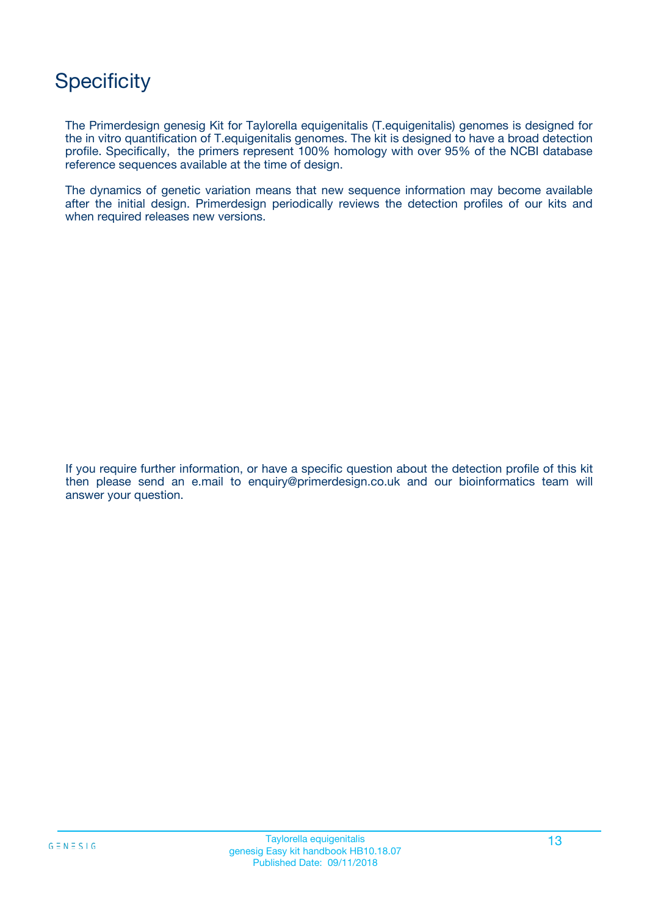# Specificity

The Primerdesign genesig Kit for Taylorella equigenitalis (T.equigenitalis) genomes is designed for the in vitro quantification of T.equigenitalis genomes. The kit is designed to have a broad detection profile. Specifically, the primers represent 100% homology with over 95% of the NCBI database reference sequences available at the time of design.

The dynamics of genetic variation means that new sequence information may become available after the initial design. Primerdesign periodically reviews the detection profiles of our kits and when required releases new versions.

If you require further information, or have a specific question about the detection profile of this kit then please send an e.mail to enquiry@primerdesign.co.uk and our bioinformatics team will answer your question.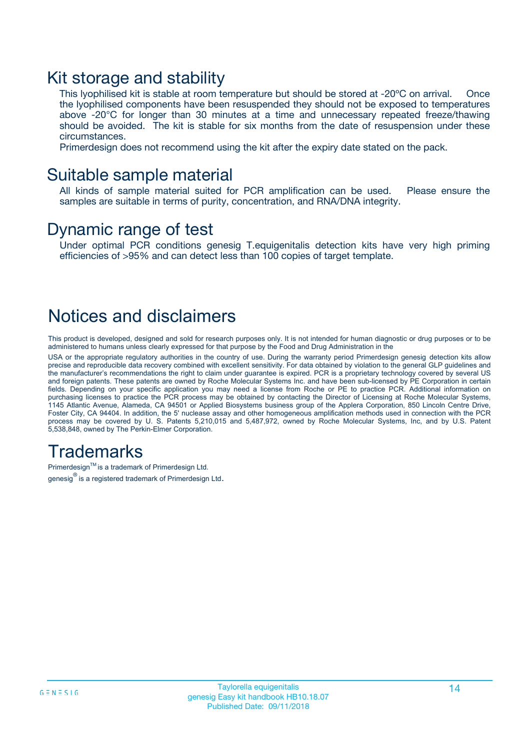# Kit storage and stability

This lyophilised kit is stable at room temperature but should be stored at -20ºC on arrival. Once the lyophilised components have been resuspended they should not be exposed to temperatures above -20°C for longer than 30 minutes at a time and unnecessary repeated freeze/thawing should be avoided. The kit is stable for six months from the date of resuspension under these circumstances.

Primerdesign does not recommend using the kit after the expiry date stated on the pack.

# Suitable sample material

All kinds of sample material suited for PCR amplification can be used. Please ensure the samples are suitable in terms of purity, concentration, and RNA/DNA integrity.

# Dynamic range of test

Under optimal PCR conditions genesig T.equigenitalis detection kits have very high priming efficiencies of >95% and can detect less than 100 copies of target template.

# Notices and disclaimers

This product is developed, designed and sold for research purposes only. It is not intended for human diagnostic or drug purposes or to be administered to humans unless clearly expressed for that purpose by the Food and Drug Administration in the

USA or the appropriate regulatory authorities in the country of use. During the warranty period Primerdesign genesig detection kits allow precise and reproducible data recovery combined with excellent sensitivity. For data obtained by violation to the general GLP guidelines and the manufacturer's recommendations the right to claim under guarantee is expired. PCR is a proprietary technology covered by several US and foreign patents. These patents are owned by Roche Molecular Systems Inc. and have been sub-licensed by PE Corporation in certain fields. Depending on your specific application you may need a license from Roche or PE to practice PCR. Additional information on purchasing licenses to practice the PCR process may be obtained by contacting the Director of Licensing at Roche Molecular Systems, 1145 Atlantic Avenue, Alameda, CA 94501 or Applied Biosystems business group of the Applera Corporation, 850 Lincoln Centre Drive, Foster City, CA 94404. In addition, the 5' nuclease assay and other homogeneous amplification methods used in connection with the PCR process may be covered by U. S. Patents 5,210,015 and 5,487,972, owned by Roche Molecular Systems, Inc, and by U.S. Patent 5,538,848, owned by The Perkin-Elmer Corporation.

# Trademarks

Primerdesign™ is a trademark of Primerdesign Ltd.

genesig® is a registered trademark of Primerdesign Ltd.